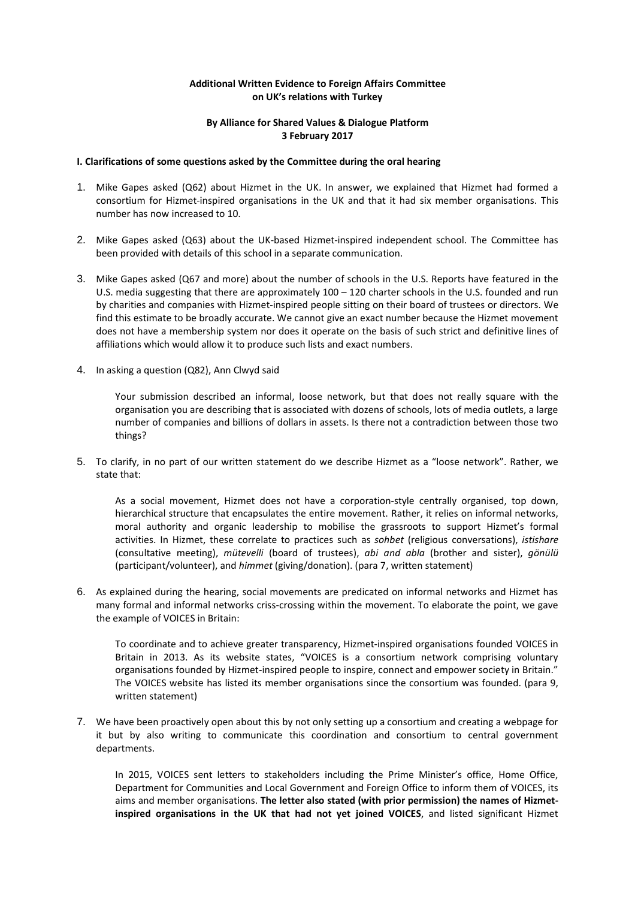**Additional Written Evidence to Foreign Affairs Committee on UK's relations with Turkey**

**By Alliance for Shared Values & Dialogue Platform**
**3 February 2017**

**I. Clarifications of some questions asked by the Committee during the oral hearing**

1. Mike Gapes asked (Q62) about Hizmet in the UK. In answer, we explained that Hizmet had formed a consortium for Hizmet-inspired organisations in the UK and that it had six member organisations. This number has now increased to 10.

2. Mike Gapes asked (Q63) about the UK-based Hizmet-inspired independent school. The Committee has been provided with details of this school in a separate communication.

3. Mike Gapes asked (Q67 and more) about the number of schools in the U.S. Reports have featured in the U.S. media suggesting that there are approximately 100 – 120 charter schools in the U.S. founded and run by charities and companies with Hizmet-inspired people sitting on their board of trustees or directors. We find this estimate to be broadly accurate. We cannot give an exact number because the Hizmet movement does not have a membership system nor does it operate on the basis of such strict and definitive lines of affiliations which would allow it to produce such lists and exact numbers.

4. In asking a question (Q82), Ann Clwyd said

   > Your submission described an informal, loose network, but that does not really square with the organisation you are describing that is associated with dozens of schools, lots of media outlets, a large number of companies and billions of dollars in assets. Is there not a contradiction between those two things?

5. To clarify, in no part of our written statement do we describe Hizmet as a "loose network". Rather, we state that:

   > As a social movement, Hizmet does not have a corporation-style centrally organised, top down, hierarchical structure that encapsulates the entire movement. Rather, it relies on informal networks, moral authority and organic leadership to mobilise the grassroots to support Hizmet's formal activities. In Hizmet, these correlate to practices such as *sohbet* (religious conversations), *istishare* (consultative meeting), *mütevelli* (board of trustees), *abi and abla* (brother and sister), *gönülü* (participant/volunteer), and *himmet* (giving/donation). (para 7, written statement)

6. As explained during the hearing, social movements are predicated on informal networks and Hizmet has many formal and informal networks criss-crossing within the movement. To elaborate the point, we gave the example of VOICES in Britain:

   > To coordinate and to achieve greater transparency, Hizmet-inspired organisations founded VOICES in Britain in 2013. As its website states, "VOICES is a consortium network comprising voluntary organisations founded by Hizmet-inspired people to inspire, connect and empower society in Britain." The VOICES website has listed its member organisations since the consortium was founded. (para 9, written statement)

7. We have been proactively open about this by not only setting up a consortium and creating a webpage for it but by also writing to communicate this coordination and consortium to central government departments.

   > In 2015, VOICES sent letters to stakeholders including the Prime Minister's office, Home Office, Department for Communities and Local Government and Foreign Office to inform them of VOICES, its aims and member organisations. **The letter also stated (with prior permission) the names of Hizmet-inspired organisations in the UK that had not yet joined VOICES**, and listed significant Hizmet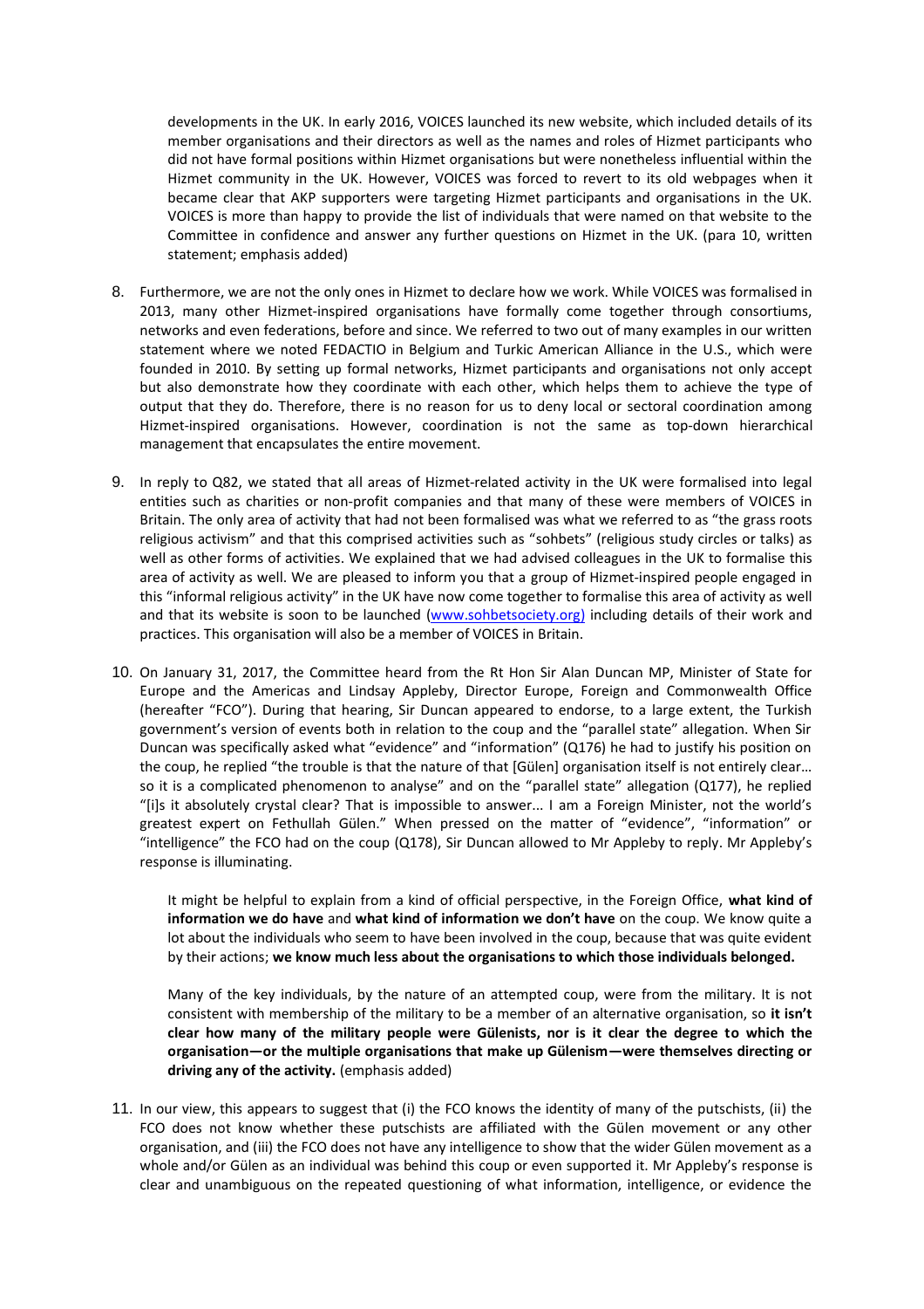> developments in the UK. In early 2016, VOICES launched its new website, which included details of its member organisations and their directors as well as the names and roles of Hizmet participants who did not have formal positions within Hizmet organisations but were nonetheless influential within the Hizmet community in the UK. However, VOICES was forced to revert to its old webpages when it became clear that AKP supporters were targeting Hizmet participants and organisations in the UK. VOICES is more than happy to provide the list of individuals that were named on that website to the Committee in confidence and answer any further questions on Hizmet in the UK. (para 10, written statement; emphasis added)

8. Furthermore, we are not the only ones in Hizmet to declare how we work. While VOICES was formalised in 2013, many other Hizmet-inspired organisations have formally come together through consortiums, networks and even federations, before and since. We referred to two out of many examples in our written statement where we noted FEDACTIO in Belgium and Turkic American Alliance in the U.S., which were founded in 2010. By setting up formal networks, Hizmet participants and organisations not only accept but also demonstrate how they coordinate with each other, which helps them to achieve the type of output that they do. Therefore, there is no reason for us to deny local or sectoral coordination among Hizmet-inspired organisations. However, coordination is not the same as top-down hierarchical management that encapsulates the entire movement.

9. In reply to Q82, we stated that all areas of Hizmet-related activity in the UK were formalised into legal entities such as charities or non-profit companies and that many of these were members of VOICES in Britain. The only area of activity that had not been formalised was what we referred to as "the grass roots religious activism" and that this comprised activities such as "sohbets" (religious study circles or talks) as well as other forms of activities. We explained that we had advised colleagues in the UK to formalise this area of activity as well. We are pleased to inform you that a group of Hizmet-inspired people engaged in this "informal religious activity" in the UK have now come together to formalise this area of activity as well and that its website is soon to be launched (www.sohbetsociety.org) including details of their work and practices. This organisation will also be a member of VOICES in Britain.

10. On January 31, 2017, the Committee heard from the Rt Hon Sir Alan Duncan MP, Minister of State for Europe and the Americas and Lindsay Appleby, Director Europe, Foreign and Commonwealth Office (hereafter "FCO"). During that hearing, Sir Duncan appeared to endorse, to a large extent, the Turkish government's version of events both in relation to the coup and the "parallel state" allegation. When Sir Duncan was specifically asked what "evidence" and "information" (Q176) he had to justify his position on the coup, he replied "the trouble is that the nature of that [Gülen] organisation itself is not entirely clear… so it is a complicated phenomenon to analyse" and on the "parallel state" allegation (Q177), he replied "[i]s it absolutely crystal clear? That is impossible to answer... I am a Foreign Minister, not the world's greatest expert on Fethullah Gülen." When pressed on the matter of "evidence", "information" or "intelligence" the FCO had on the coup (Q178), Sir Duncan allowed to Mr Appleby to reply. Mr Appleby's response is illuminating.

> It might be helpful to explain from a kind of official perspective, in the Foreign Office, **what kind of information we do have** and **what kind of information we don't have** on the coup. We know quite a lot about the individuals who seem to have been involved in the coup, because that was quite evident by their actions; **we know much less about the organisations to which those individuals belonged.**
>
> Many of the key individuals, by the nature of an attempted coup, were from the military. It is not consistent with membership of the military to be a member of an alternative organisation, so **it isn't clear how many of the military people were Gülenists, nor is it clear the degree to which the organisation—or the multiple organisations that make up Gülenism—were themselves directing or driving any of the activity.** (emphasis added)

11. In our view, this appears to suggest that (i) the FCO knows the identity of many of the putschists, (ii) the FCO does not know whether these putschists are affiliated with the Gülen movement or any other organisation, and (iii) the FCO does not have any intelligence to show that the wider Gülen movement as a whole and/or Gülen as an individual was behind this coup or even supported it. Mr Appleby's response is clear and unambiguous on the repeated questioning of what information, intelligence, or evidence the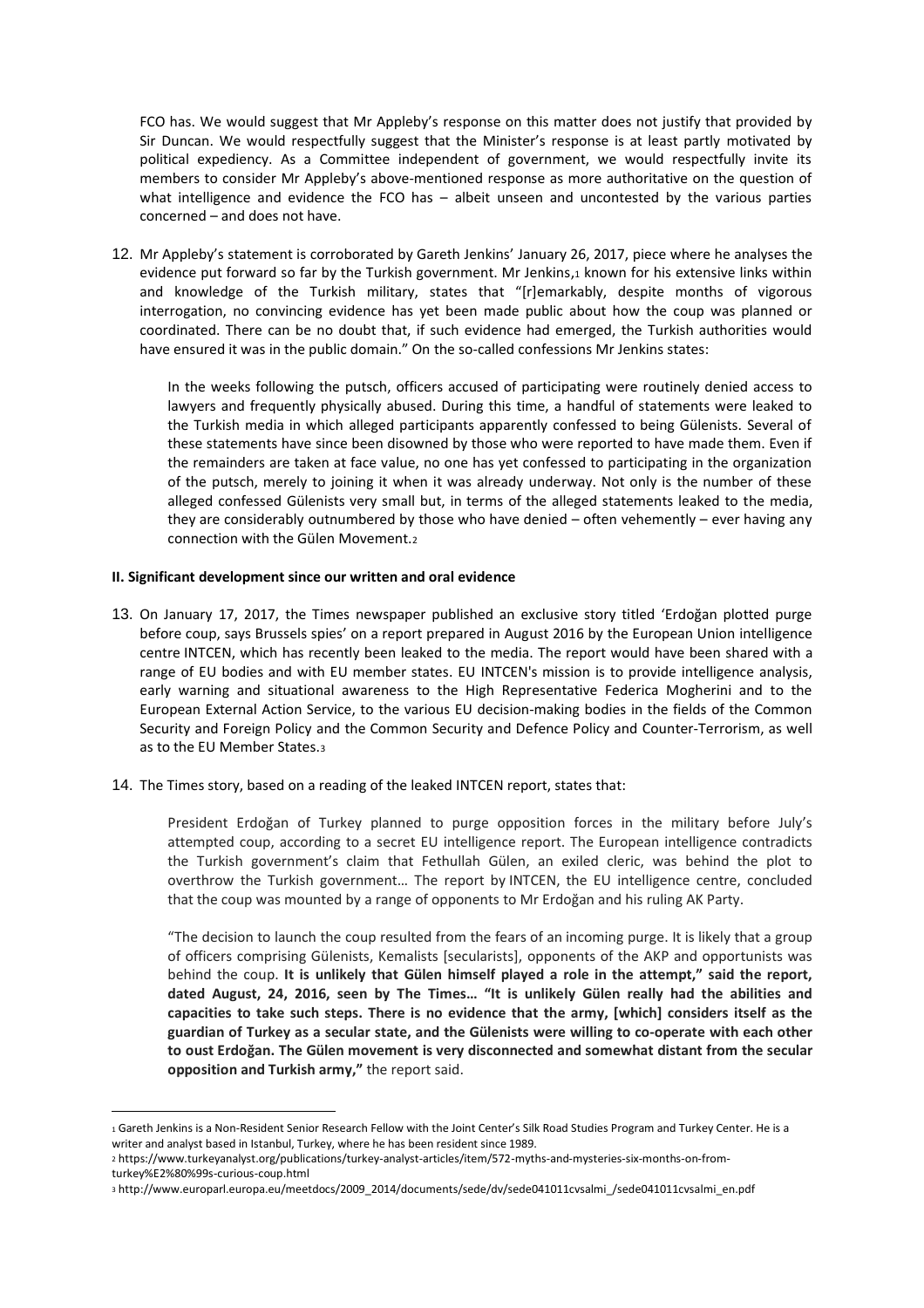FCO has. We would suggest that Mr Appleby's response on this matter does not justify that provided by Sir Duncan. We would respectfully suggest that the Minister's response is at least partly motivated by political expediency. As a Committee independent of government, we would respectfully invite its members to consider Mr Appleby's above-mentioned response as more authoritative on the question of what intelligence and evidence the FCO has – albeit unseen and uncontested by the various parties concerned – and does not have.

12. Mr Appleby's statement is corroborated by Gareth Jenkins' January 26, 2017, piece where he analyses the evidence put forward so far by the Turkish government. Mr Jenkins,[1] known for his extensive links within and knowledge of the Turkish military, states that "[r]emarkably, despite months of vigorous interrogation, no convincing evidence has yet been made public about how the coup was planned or coordinated. There can be no doubt that, if such evidence had emerged, the Turkish authorities would have ensured it was in the public domain." On the so-called confessions Mr Jenkins states:

> In the weeks following the putsch, officers accused of participating were routinely denied access to lawyers and frequently physically abused. During this time, a handful of statements were leaked to the Turkish media in which alleged participants apparently confessed to being Gülenists. Several of these statements have since been disowned by those who were reported to have made them. Even if the remainders are taken at face value, no one has yet confessed to participating in the organization of the putsch, merely to joining it when it was already underway. Not only is the number of these alleged confessed Gülenists very small but, in terms of the alleged statements leaked to the media, they are considerably outnumbered by those who have denied – often vehemently – ever having any connection with the Gülen Movement.[2]

**II. Significant development since our written and oral evidence**

13. On January 17, 2017, the Times newspaper published an exclusive story titled 'Erdoğan plotted purge before coup, says Brussels spies' on a report prepared in August 2016 by the European Union intelligence centre INTCEN, which has recently been leaked to the media. The report would have been shared with a range of EU bodies and with EU member states. EU INTCEN's mission is to provide intelligence analysis, early warning and situational awareness to the High Representative Federica Mogherini and to the European External Action Service, to the various EU decision-making bodies in the fields of the Common Security and Foreign Policy and the Common Security and Defence Policy and Counter-Terrorism, as well as to the EU Member States.[3]

14. The Times story, based on a reading of the leaked INTCEN report, states that:

> President Erdoğan of Turkey planned to purge opposition forces in the military before July's attempted coup, according to a secret EU intelligence report. The European intelligence contradicts the Turkish government's claim that Fethullah Gülen, an exiled cleric, was behind the plot to overthrow the Turkish government… The report by INTCEN, the EU intelligence centre, concluded that the coup was mounted by a range of opponents to Mr Erdoğan and his ruling AK Party.
>
> "The decision to launch the coup resulted from the fears of an incoming purge. It is likely that a group of officers comprising Gülenists, Kemalists [secularists], opponents of the AKP and opportunists was behind the coup. **It is unlikely that Gülen himself played a role in the attempt," said the report, dated August, 24, 2016, seen by The Times… "It is unlikely Gülen really had the abilities and capacities to take such steps. There is no evidence that the army, [which] considers itself as the guardian of Turkey as a secular state, and the Gülenists were willing to co-operate with each other to oust Erdoğan. The Gülen movement is very disconnected and somewhat distant from the secular opposition and Turkish army,"** the report said.

---

[1] Gareth Jenkins is a Non-Resident Senior Research Fellow with the Joint Center's Silk Road Studies Program and Turkey Center. He is a writer and analyst based in Istanbul, Turkey, where he has been resident since 1989.

[2] https://www.turkeyanalyst.org/publications/turkey-analyst-articles/item/572-myths-and-mysteries-six-months-on-from-turkey%E2%80%99s-curious-coup.html

[3] http://www.europarl.europa.eu/meetdocs/2009_2014/documents/sede/dv/sede041011cvsalmi_/sede041011cvsalmi_en.pdf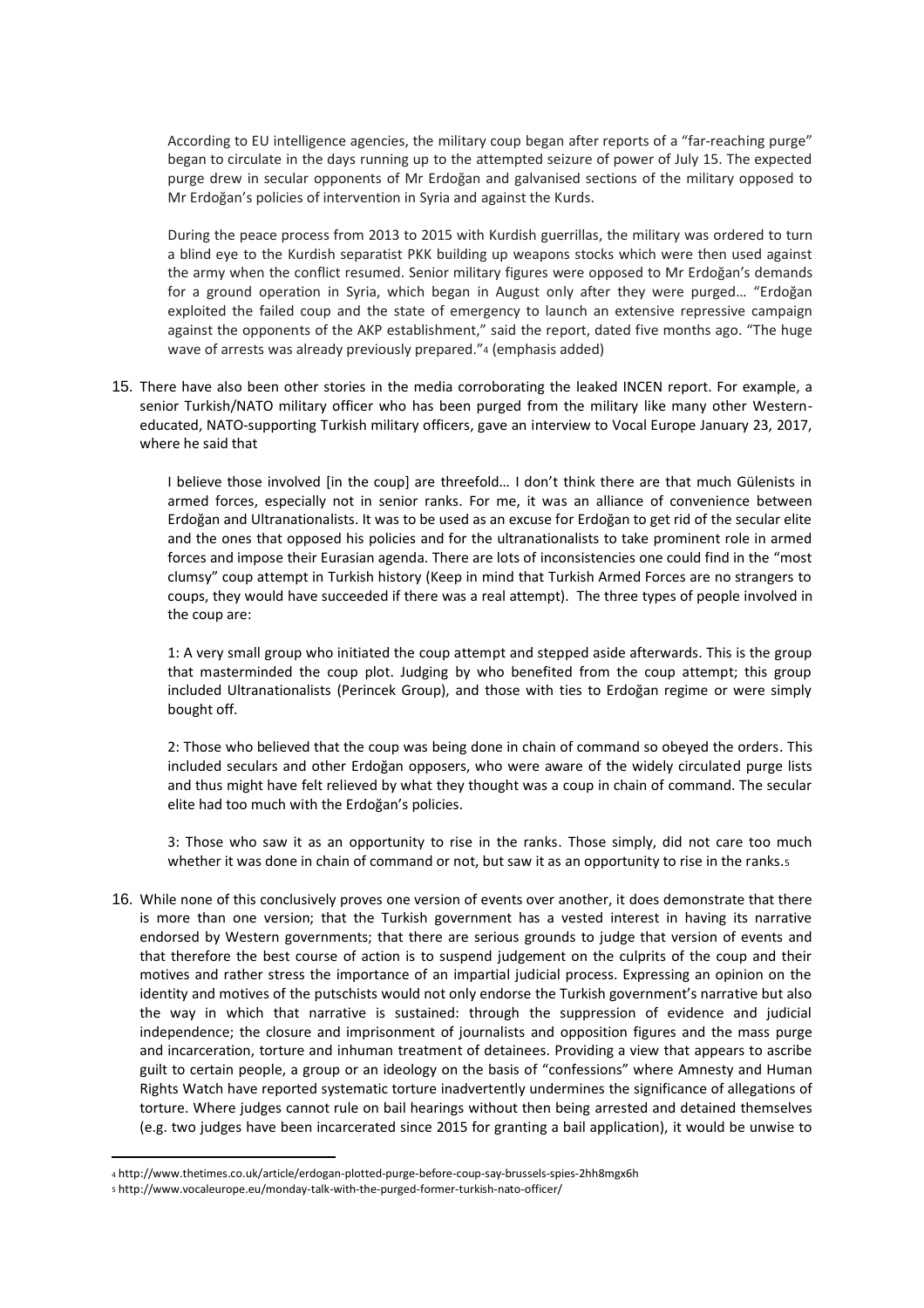> According to EU intelligence agencies, the military coup began after reports of a "far-reaching purge" began to circulate in the days running up to the attempted seizure of power of July 15. The expected purge drew in secular opponents of Mr Erdoğan and galvanised sections of the military opposed to Mr Erdoğan's policies of intervention in Syria and against the Kurds.
>
> During the peace process from 2013 to 2015 with Kurdish guerrillas, the military was ordered to turn a blind eye to the Kurdish separatist PKK building up weapons stocks which were then used against the army when the conflict resumed. Senior military figures were opposed to Mr Erdoğan's demands for a ground operation in Syria, which began in August only after they were purged… "Erdoğan exploited the failed coup and the state of emergency to launch an extensive repressive campaign against the opponents of the AKP establishment," said the report, dated five months ago. "The huge wave of arrests was already previously prepared."[4] (emphasis added)

15. There have also been other stories in the media corroborating the leaked INCEN report. For example, a senior Turkish/NATO military officer who has been purged from the military like many other Western-educated, NATO-supporting Turkish military officers, gave an interview to Vocal Europe January 23, 2017, where he said that

> I believe those involved [in the coup] are threefold… I don't think there are that much Gülenists in armed forces, especially not in senior ranks. For me, it was an alliance of convenience between Erdoğan and Ultranationalists. It was to be used as an excuse for Erdoğan to get rid of the secular elite and the ones that opposed his policies and for the ultranationalists to take prominent role in armed forces and impose their Eurasian agenda. There are lots of inconsistencies one could find in the "most clumsy" coup attempt in Turkish history (Keep in mind that Turkish Armed Forces are no strangers to coups, they would have succeeded if there was a real attempt). The three types of people involved in the coup are:
>
> 1: A very small group who initiated the coup attempt and stepped aside afterwards. This is the group that masterminded the coup plot. Judging by who benefited from the coup attempt; this group included Ultranationalists (Perincek Group), and those with ties to Erdoğan regime or were simply bought off.
>
> 2: Those who believed that the coup was being done in chain of command so obeyed the orders. This included seculars and other Erdoğan opposers, who were aware of the widely circulated purge lists and thus might have felt relieved by what they thought was a coup in chain of command. The secular elite had too much with the Erdoğan's policies.
>
> 3: Those who saw it as an opportunity to rise in the ranks. Those simply, did not care too much whether it was done in chain of command or not, but saw it as an opportunity to rise in the ranks.[5]

16. While none of this conclusively proves one version of events over another, it does demonstrate that there is more than one version; that the Turkish government has a vested interest in having its narrative endorsed by Western governments; that there are serious grounds to judge that version of events and that therefore the best course of action is to suspend judgement on the culprits of the coup and their motives and rather stress the importance of an impartial judicial process. Expressing an opinion on the identity and motives of the putschists would not only endorse the Turkish government's narrative but also the way in which that narrative is sustained: through the suppression of evidence and judicial independence; the closure and imprisonment of journalists and opposition figures and the mass purge and incarceration, torture and inhuman treatment of detainees. Providing a view that appears to ascribe guilt to certain people, a group or an ideology on the basis of "confessions" where Amnesty and Human Rights Watch have reported systematic torture inadvertently undermines the significance of allegations of torture. Where judges cannot rule on bail hearings without then being arrested and detained themselves (e.g. two judges have been incarcerated since 2015 for granting a bail application), it would be unwise to

---

[4] http://www.thetimes.co.uk/article/erdogan-plotted-purge-before-coup-say-brussels-spies-2hh8mgx6h

[5] http://www.vocaleurope.eu/monday-talk-with-the-purged-former-turkish-nato-officer/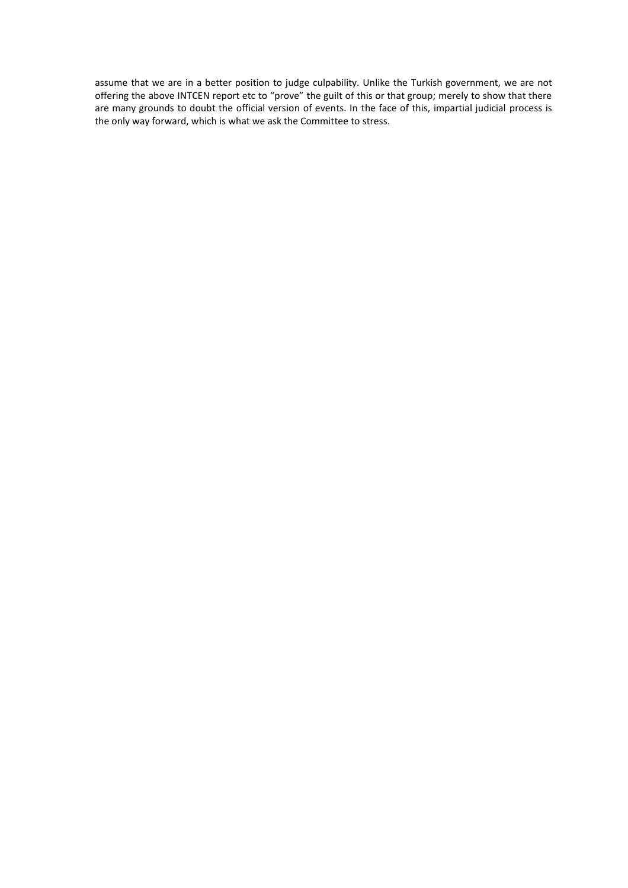assume that we are in a better position to judge culpability. Unlike the Turkish government, we are not offering the above INTCEN report etc to "prove" the guilt of this or that group; merely to show that there are many grounds to doubt the official version of events. In the face of this, impartial judicial process is the only way forward, which is what we ask the Committee to stress.